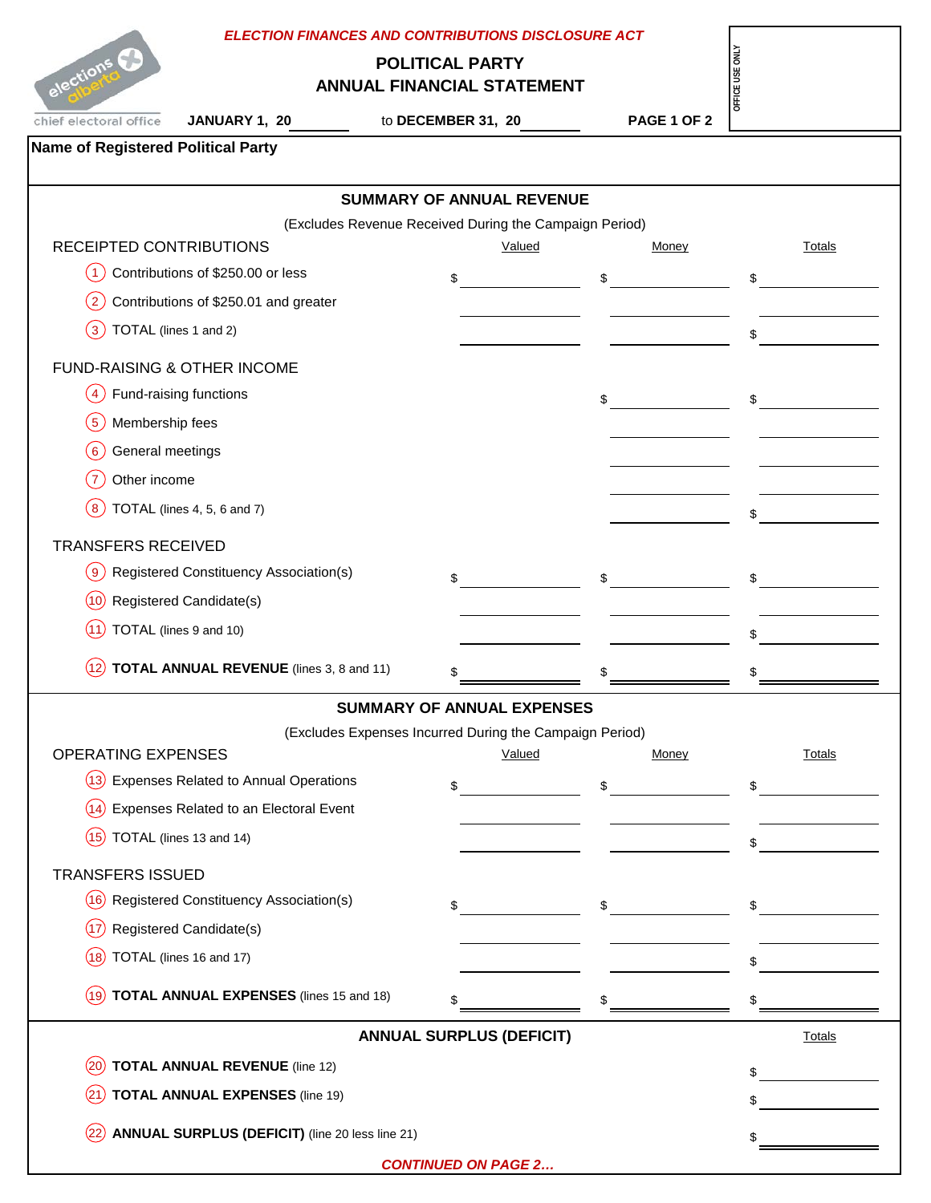elections alberta
chief electoral office

*ELECTION FINANCES AND CONTRIBUTIONS DISCLOSURE ACT*

# POLITICAL PARTY
# ANNUAL FINANCIAL STATEMENT

**JANUARY 1, 20______** to **DECEMBER 31, 20______**

OFFICE USE ONLY

**Name of Registered Political Party**

## SUMMARY OF ANNUAL REVENUE

(Excludes Revenue Received During the Campaign Period)

| RECEIPTED CONTRIBUTIONS | Valued | Money | Totals |
|---|---|---|---|
| (1) Contributions of $250.00 or less | $ | $ | $ |
| (2) Contributions of $250.01 and greater | | | |
| (3) TOTAL (lines 1 and 2) | | | $ |
| **FUND-RAISING & OTHER INCOME** | | | |
| (4) Fund-raising functions | | $ | $ |
| (5) Membership fees | | | |
| (6) General meetings | | | |
| (7) Other income | | | |
| (8) TOTAL (lines 4, 5, 6 and 7) | | | $ |
| **TRANSFERS RECEIVED** | | | |
| (9) Registered Constituency Association(s) | $ | $ | $ |
| (10) Registered Candidate(s) | | | |
| (11) TOTAL (lines 9 and 10) | | | $ |
| (12) **TOTAL ANNUAL REVENUE** (lines 3, 8 and 11) | $ | $ | $ |

## SUMMARY OF ANNUAL EXPENSES

(Excludes Expenses Incurred During the Campaign Period)

| OPERATING EXPENSES | Valued | Money | Totals |
|---|---|---|---|
| (13) Expenses Related to Annual Operations | $ | $ | $ |
| (14) Expenses Related to an Electoral Event | | | |
| (15) TOTAL (lines 13 and 14) | | | $ |
| **TRANSFERS ISSUED** | | | |
| (16) Registered Constituency Association(s) | $ | $ | $ |
| (17) Registered Candidate(s) | | | |
| (18) TOTAL (lines 16 and 17) | | | $ |
| (19) **TOTAL ANNUAL EXPENSES** (lines 15 and 18) | $ | $ | $ |

## ANNUAL SURPLUS (DEFICIT)

| | Totals |
|---|---|
| (20) **TOTAL ANNUAL REVENUE** (line 12) | $ |
| (21) **TOTAL ANNUAL EXPENSES** (line 19) | $ |
| (22) **ANNUAL SURPLUS (DEFICIT)** (line 20 less line 21) | $ |

***CONTINUED ON PAGE 2…***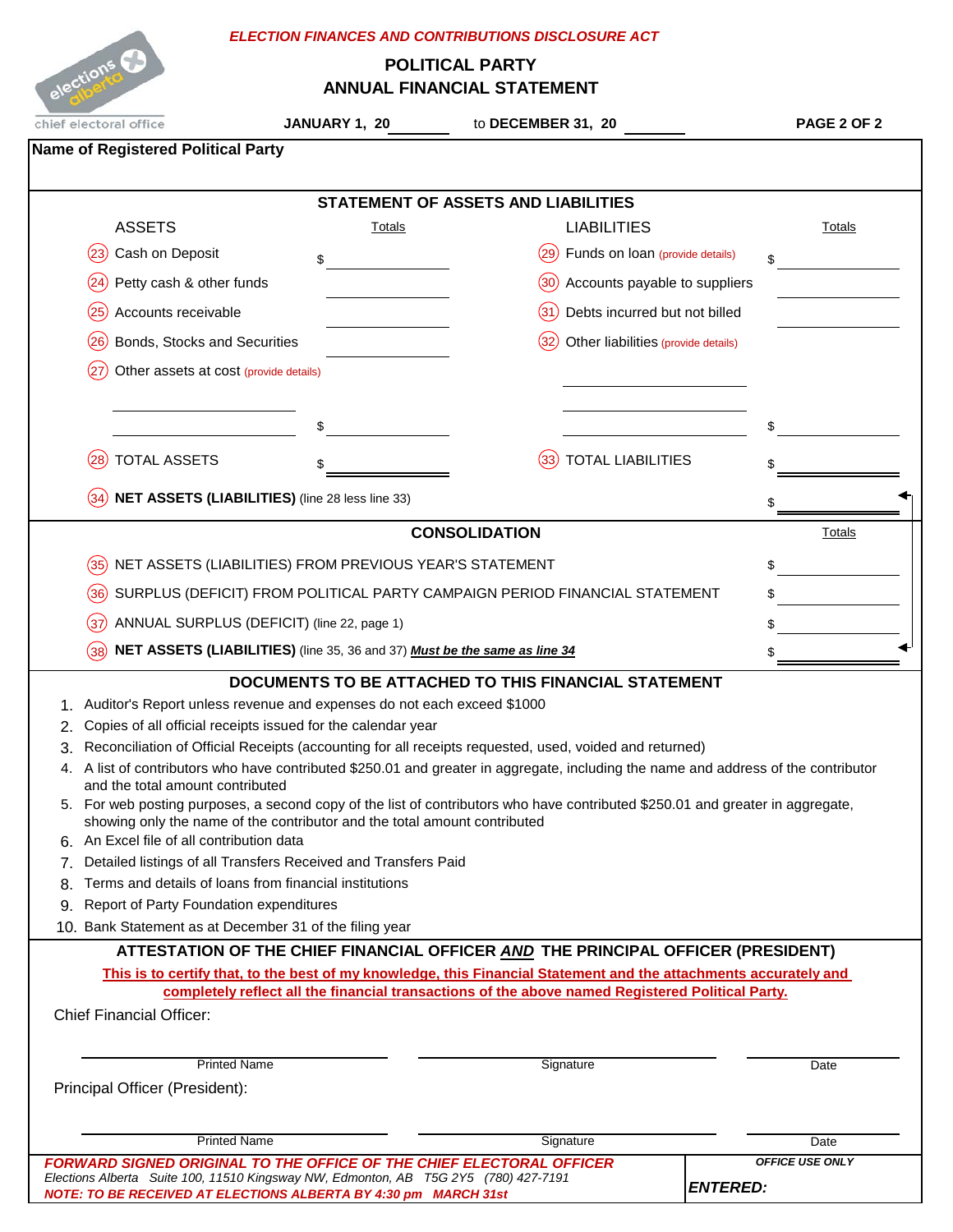*ELECTION FINANCES AND CONTRIBUTIONS DISCLOSURE ACT*

# POLITICAL PARTY
# ANNUAL FINANCIAL STATEMENT

**JANUARY 1, 20** ______ to **DECEMBER 31, 20** ______ **PAGE 2 OF 2**

**Name of Registered Political Party**

## STATEMENT OF ASSETS AND LIABILITIES

| ASSETS | Totals | LIABILITIES | Totals |
|---|---|---|---|
| (23) Cash on Deposit | $ | (29) Funds on loan (provide details) | $ |
| (24) Petty cash & other funds | | (30) Accounts payable to suppliers | |
| (25) Accounts receivable | | (31) Debts incurred but not billed | |
| (26) Bonds, Stocks and Securities | | (32) Other liabilities (provide details) | |
| (27) Other assets at cost (provide details) | $ | | $ |
| (28) TOTAL ASSETS | $ | (33) TOTAL LIABILITIES | $ |

(34) **NET ASSETS (LIABILITIES)** (line 28 less line 33) $

## CONSOLIDATION

| | Totals |
|---|---|
| (35) NET ASSETS (LIABILITIES) FROM PREVIOUS YEAR'S STATEMENT | $ |
| (36) SURPLUS (DEFICIT) FROM POLITICAL PARTY CAMPAIGN PERIOD FINANCIAL STATEMENT | $ |
| (37) ANNUAL SURPLUS (DEFICIT) (line 22, page 1) | $ |
| (38) **NET ASSETS (LIABILITIES)** (line 35, 36 and 37) ***Must be the same as line 34*** | $ |

## DOCUMENTS TO BE ATTACHED TO THIS FINANCIAL STATEMENT

1. Auditor's Report unless revenue and expenses do not each exceed $1000
2. Copies of all official receipts issued for the calendar year
3. Reconciliation of Official Receipts (accounting for all receipts requested, used, voided and returned)
4. A list of contributors who have contributed $250.01 and greater in aggregate, including the name and address of the contributor and the total amount contributed
5. For web posting purposes, a second copy of the list of contributors who have contributed $250.01 and greater in aggregate, showing only the name of the contributor and the total amount contributed
6. An Excel file of all contribution data
7. Detailed listings of all Transfers Received and Transfers Paid
8. Terms and details of loans from financial institutions
9. Report of Party Foundation expenditures
10. Bank Statement as at December 31 of the filing year

## ATTESTATION OF THE CHIEF FINANCIAL OFFICER *AND* THE PRINCIPAL OFFICER (PRESIDENT)

This is to certify that, to the best of my knowledge, this Financial Statement and the attachments accurately and completely reflect all the financial transactions of the above named Registered Political Party.

Chief Financial Officer:

| Printed Name | Signature | Date |
|---|---|---|

Principal Officer (President):

| Printed Name | Signature | Date |
|---|---|---|

***FORWARD SIGNED ORIGINAL TO THE OFFICE OF THE CHIEF ELECTORAL OFFICER***
*Elections Alberta Suite 100, 11510 Kingsway NW, Edmonton, AB T5G 2Y5 (780) 427-7191*
***NOTE: TO BE RECEIVED AT ELECTIONS ALBERTA BY 4:30 pm MARCH 31st***

***OFFICE USE ONLY***
***ENTERED:***